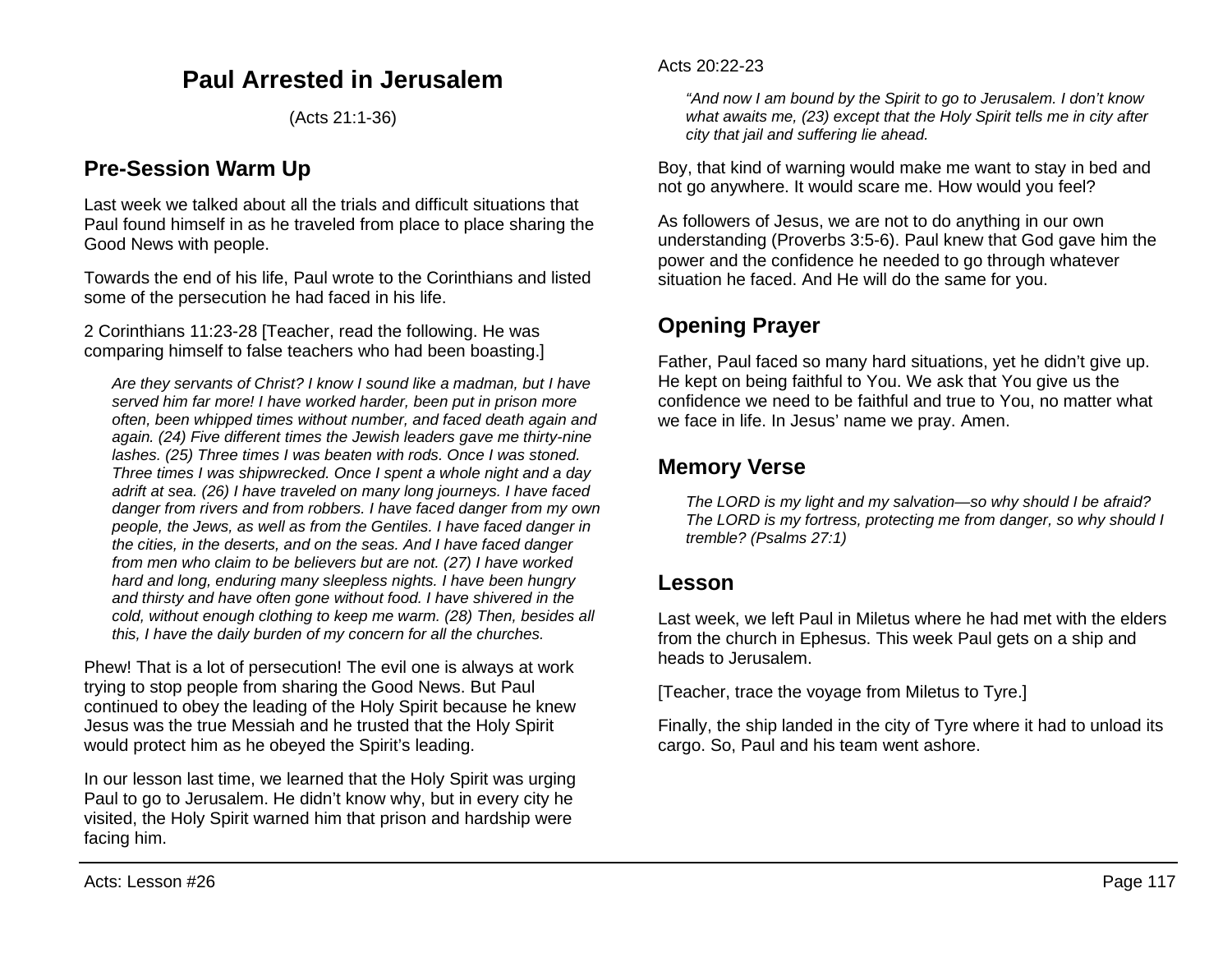# Paul Arrested in Jerusalem

(Acts 21:1-36)

## Pre-Session Warm Up

Last week we talked about all the trials and difficult situations that Paul found himself in as he traveled from place to place sharing the Good News with people.

Towards the end of his life, Paul wrote to the Corinthians and listed some of the persecution he had faced in his life.

2 Corinthians 11:23-28 [Teacher, read the following. He was comparing himself to false teachers who had been boasting.]

> *Are they servants of Christ? I know I sound like a madman, but I have served him far more! I have worked harder, been put in prison more often, been whipped times without number, and faced death again and again. (24) Five different times the Jewish leaders gave me thirty-nine lashes. (25) Three times I was beaten with rods. Once I was stoned. Three times I was shipwrecked. Once I spent a whole night and a day adrift at sea. (26) I have traveled on many long journeys. I have faced danger from rivers and from robbers. I have faced danger from my own people, the Jews, as well as from the Gentiles. I have faced danger in the cities, in the deserts, and on the seas. And I have faced danger from men who claim to be believers but are not. (27) I have worked hard and long, enduring many sleepless nights. I have been hungry and thirsty and have often gone without food. I have shivered in the cold, without enough clothing to keep me warm. (28) Then, besides all this, I have the daily burden of my concern for all the churches.*

Phew! That is a lot of persecution! The evil one is always at work trying to stop people from sharing the Good News. But Paul continued to obey the leading of the Holy Spirit because he knew Jesus was the true Messiah and he trusted that the Holy Spirit would protect him as he obeyed the Spirit's leading.

In our lesson last time, we learned that the Holy Spirit was urging Paul to go to Jerusalem. He didn't know why, but in every city he visited, the Holy Spirit warned him that prison and hardship were facing him.

Acts 20:22-23

> *"And now I am bound by the Spirit to go to Jerusalem. I don't know what awaits me, (23) except that the Holy Spirit tells me in city after city that jail and suffering lie ahead.*

Boy, that kind of warning would make me want to stay in bed and not go anywhere. It would scare me. How would you feel?

As followers of Jesus, we are not to do anything in our own understanding (Proverbs 3:5-6). Paul knew that God gave him the power and the confidence he needed to go through whatever situation he faced. And He will do the same for you.

## Opening Prayer

Father, Paul faced so many hard situations, yet he didn't give up. He kept on being faithful to You. We ask that You give us the confidence we need to be faithful and true to You, no matter what we face in life. In Jesus' name we pray. Amen.

## Memory Verse

> *The LORD is my light and my salvation—so why should I be afraid? The LORD is my fortress, protecting me from danger, so why should I tremble? (Psalms 27:1)*

## Lesson

Last week, we left Paul in Miletus where he had met with the elders from the church in Ephesus. This week Paul gets on a ship and heads to Jerusalem.

[Teacher, trace the voyage from Miletus to Tyre.]

Finally, the ship landed in the city of Tyre where it had to unload its cargo. So, Paul and his team went ashore.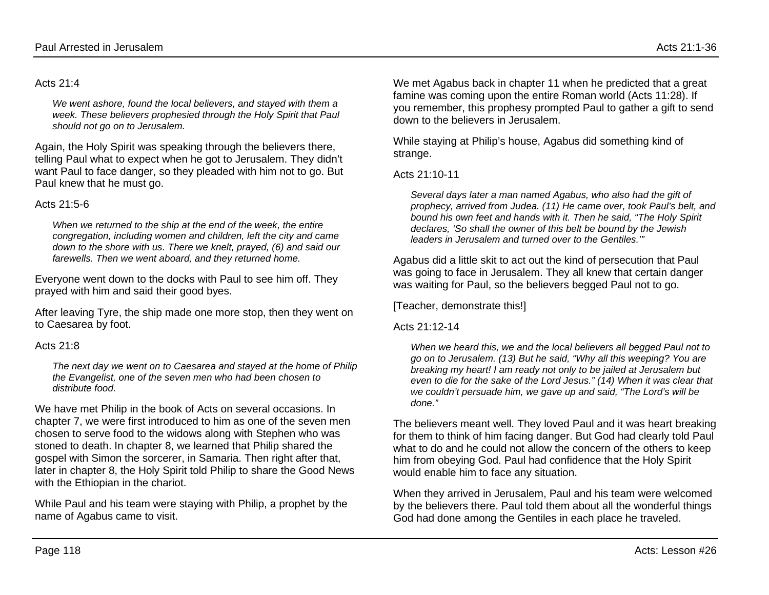Acts 21:4

> *We went ashore, found the local believers, and stayed with them a week. These believers prophesied through the Holy Spirit that Paul should not go on to Jerusalem.*

Again, the Holy Spirit was speaking through the believers there, telling Paul what to expect when he got to Jerusalem. They didn't want Paul to face danger, so they pleaded with him not to go. But Paul knew that he must go.

Acts 21:5-6

> *When we returned to the ship at the end of the week, the entire congregation, including women and children, left the city and came down to the shore with us. There we knelt, prayed, (6) and said our farewells. Then we went aboard, and they returned home.*

Everyone went down to the docks with Paul to see him off. They prayed with him and said their good byes.

After leaving Tyre, the ship made one more stop, then they went on to Caesarea by foot.

Acts 21:8

> *The next day we went on to Caesarea and stayed at the home of Philip the Evangelist, one of the seven men who had been chosen to distribute food.*

We have met Philip in the book of Acts on several occasions. In chapter 7, we were first introduced to him as one of the seven men chosen to serve food to the widows along with Stephen who was stoned to death. In chapter 8, we learned that Philip shared the gospel with Simon the sorcerer, in Samaria. Then right after that, later in chapter 8, the Holy Spirit told Philip to share the Good News with the Ethiopian in the chariot.

While Paul and his team were staying with Philip, a prophet by the name of Agabus came to visit.

We met Agabus back in chapter 11 when he predicted that a great famine was coming upon the entire Roman world (Acts 11:28). If you remember, this prophesy prompted Paul to gather a gift to send down to the believers in Jerusalem.

While staying at Philip's house, Agabus did something kind of strange.

Acts 21:10-11

> *Several days later a man named Agabus, who also had the gift of prophecy, arrived from Judea. (11) He came over, took Paul's belt, and bound his own feet and hands with it. Then he said, "The Holy Spirit declares, 'So shall the owner of this belt be bound by the Jewish leaders in Jerusalem and turned over to the Gentiles.'"*

Agabus did a little skit to act out the kind of persecution that Paul was going to face in Jerusalem. They all knew that certain danger was waiting for Paul, so the believers begged Paul not to go.

[Teacher, demonstrate this!]

Acts 21:12-14

> *When we heard this, we and the local believers all begged Paul not to go on to Jerusalem. (13) But he said, "Why all this weeping? You are breaking my heart! I am ready not only to be jailed at Jerusalem but even to die for the sake of the Lord Jesus." (14) When it was clear that we couldn't persuade him, we gave up and said, "The Lord's will be done."*

The believers meant well. They loved Paul and it was heart breaking for them to think of him facing danger. But God had clearly told Paul what to do and he could not allow the concern of the others to keep him from obeying God. Paul had confidence that the Holy Spirit would enable him to face any situation.

When they arrived in Jerusalem, Paul and his team were welcomed by the believers there. Paul told them about all the wonderful things God had done among the Gentiles in each place he traveled.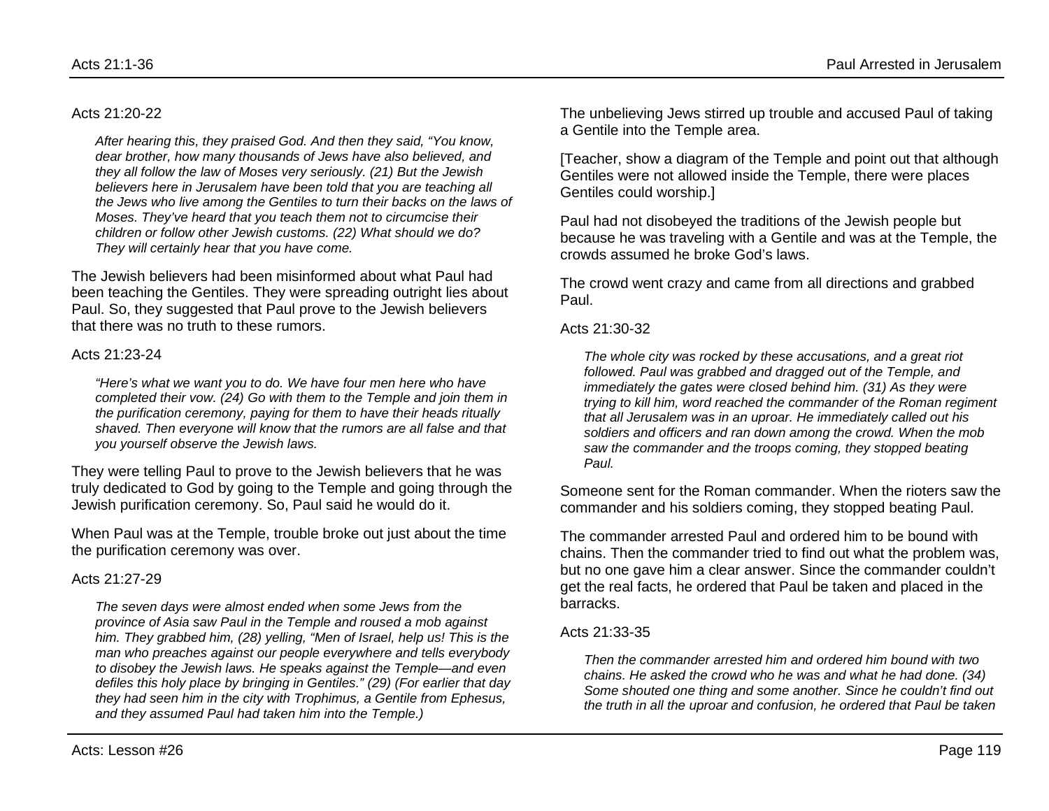Acts 21:20-22

> *After hearing this, they praised God. And then they said, "You know, dear brother, how many thousands of Jews have also believed, and they all follow the law of Moses very seriously. (21) But the Jewish believers here in Jerusalem have been told that you are teaching all the Jews who live among the Gentiles to turn their backs on the laws of Moses. They've heard that you teach them not to circumcise their children or follow other Jewish customs. (22) What should we do? They will certainly hear that you have come.*

The Jewish believers had been misinformed about what Paul had been teaching the Gentiles. They were spreading outright lies about Paul. So, they suggested that Paul prove to the Jewish believers that there was no truth to these rumors.

Acts 21:23-24

> *"Here's what we want you to do. We have four men here who have completed their vow. (24) Go with them to the Temple and join them in the purification ceremony, paying for them to have their heads ritually shaved. Then everyone will know that the rumors are all false and that you yourself observe the Jewish laws.*

They were telling Paul to prove to the Jewish believers that he was truly dedicated to God by going to the Temple and going through the Jewish purification ceremony. So, Paul said he would do it.

When Paul was at the Temple, trouble broke out just about the time the purification ceremony was over.

Acts 21:27-29

> *The seven days were almost ended when some Jews from the province of Asia saw Paul in the Temple and roused a mob against him. They grabbed him, (28) yelling, "Men of Israel, help us! This is the man who preaches against our people everywhere and tells everybody to disobey the Jewish laws. He speaks against the Temple—and even defiles this holy place by bringing in Gentiles." (29) (For earlier that day they had seen him in the city with Trophimus, a Gentile from Ephesus, and they assumed Paul had taken him into the Temple.)*

The unbelieving Jews stirred up trouble and accused Paul of taking a Gentile into the Temple area.

[Teacher, show a diagram of the Temple and point out that although Gentiles were not allowed inside the Temple, there were places Gentiles could worship.]

Paul had not disobeyed the traditions of the Jewish people but because he was traveling with a Gentile and was at the Temple, the crowds assumed he broke God's laws.

The crowd went crazy and came from all directions and grabbed Paul.

Acts 21:30-32

> *The whole city was rocked by these accusations, and a great riot followed. Paul was grabbed and dragged out of the Temple, and immediately the gates were closed behind him. (31) As they were trying to kill him, word reached the commander of the Roman regiment that all Jerusalem was in an uproar. He immediately called out his soldiers and officers and ran down among the crowd. When the mob saw the commander and the troops coming, they stopped beating Paul.*

Someone sent for the Roman commander. When the rioters saw the commander and his soldiers coming, they stopped beating Paul.

The commander arrested Paul and ordered him to be bound with chains. Then the commander tried to find out what the problem was, but no one gave him a clear answer. Since the commander couldn't get the real facts, he ordered that Paul be taken and placed in the barracks.

Acts 21:33-35

> *Then the commander arrested him and ordered him bound with two chains. He asked the crowd who he was and what he had done. (34) Some shouted one thing and some another. Since he couldn't find out the truth in all the uproar and confusion, he ordered that Paul be taken*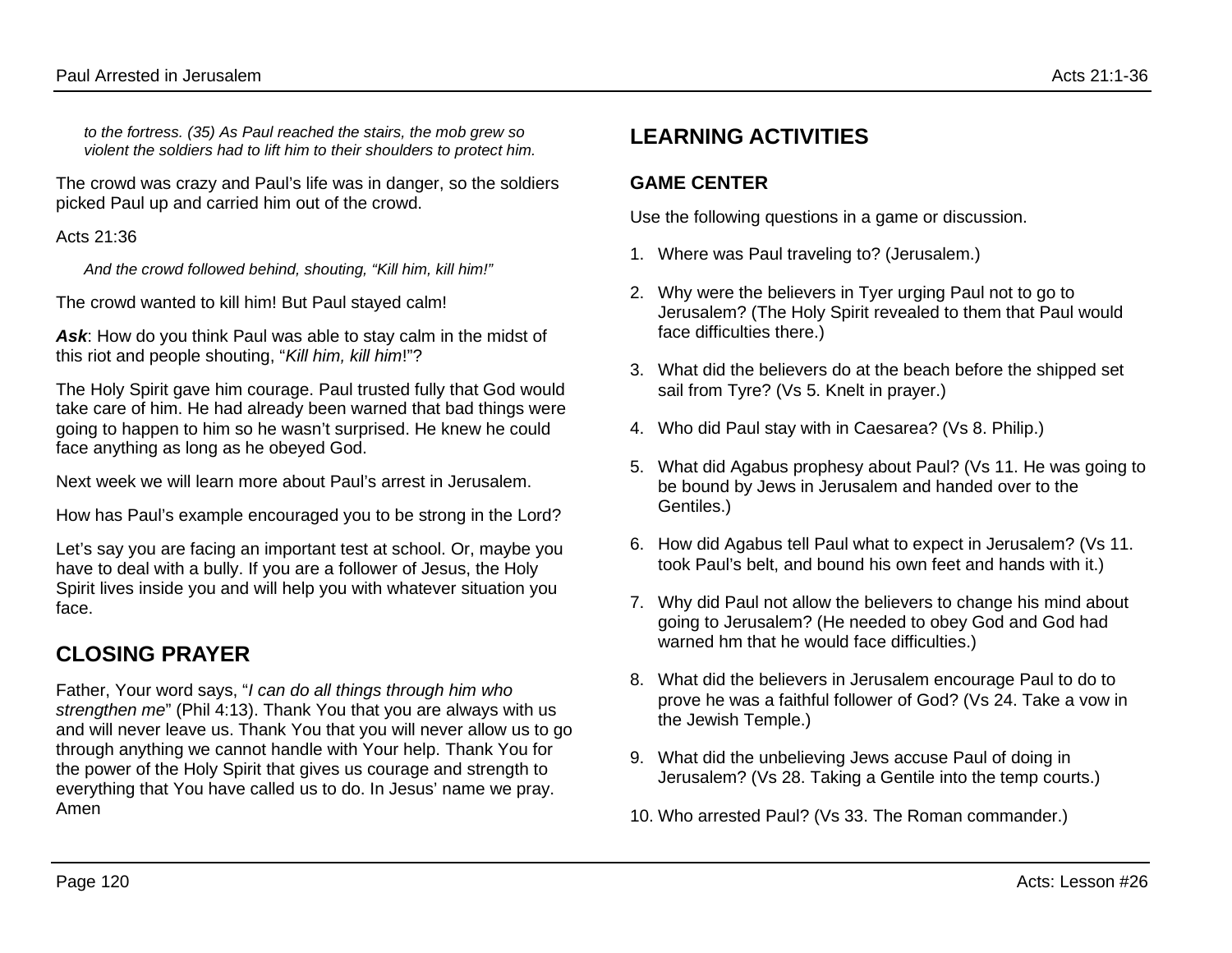*to the fortress. (35) As Paul reached the stairs, the mob grew so violent the soldiers had to lift him to their shoulders to protect him.*

The crowd was crazy and Paul's life was in danger, so the soldiers picked Paul up and carried him out of the crowd.

Acts 21:36

*And the crowd followed behind, shouting, "Kill him, kill him!"*

The crowd wanted to kill him! But Paul stayed calm!

***Ask***: How do you think Paul was able to stay calm in the midst of this riot and people shouting, "*Kill him, kill him*!"?

The Holy Spirit gave him courage. Paul trusted fully that God would take care of him. He had already been warned that bad things were going to happen to him so he wasn't surprised. He knew he could face anything as long as he obeyed God.

Next week we will learn more about Paul's arrest in Jerusalem.

How has Paul's example encouraged you to be strong in the Lord?

Let's say you are facing an important test at school. Or, maybe you have to deal with a bully. If you are a follower of Jesus, the Holy Spirit lives inside you and will help you with whatever situation you face.

## CLOSING PRAYER

Father, Your word says, "*I can do all things through him who strengthen me*" (Phil 4:13). Thank You that you are always with us and will never leave us. Thank You that you will never allow us to go through anything we cannot handle with Your help. Thank You for the power of the Holy Spirit that gives us courage and strength to everything that You have called us to do. In Jesus' name we pray. Amen

## LEARNING ACTIVITIES

### GAME CENTER

Use the following questions in a game or discussion.

1. Where was Paul traveling to? (Jerusalem.)
2. Why were the believers in Tyer urging Paul not to go to Jerusalem? (The Holy Spirit revealed to them that Paul would face difficulties there.)
3. What did the believers do at the beach before the shipped set sail from Tyre? (Vs 5. Knelt in prayer.)
4. Who did Paul stay with in Caesarea? (Vs 8. Philip.)
5. What did Agabus prophesy about Paul? (Vs 11. He was going to be bound by Jews in Jerusalem and handed over to the Gentiles.)
6. How did Agabus tell Paul what to expect in Jerusalem? (Vs 11. took Paul's belt, and bound his own feet and hands with it.)
7. Why did Paul not allow the believers to change his mind about going to Jerusalem? (He needed to obey God and God had warned hm that he would face difficulties.)
8. What did the believers in Jerusalem encourage Paul to do to prove he was a faithful follower of God? (Vs 24. Take a vow in the Jewish Temple.)
9. What did the unbelieving Jews accuse Paul of doing in Jerusalem? (Vs 28. Taking a Gentile into the temp courts.)
10. Who arrested Paul? (Vs 33. The Roman commander.)